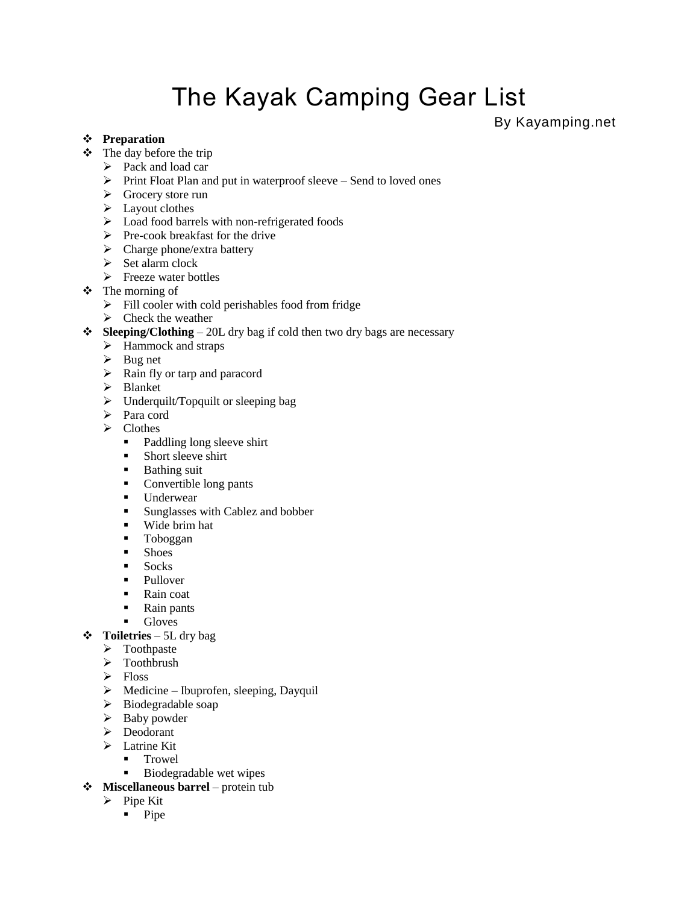# The Kayak Camping Gear List

By Kayamping.net

- **Preparation**
- The day before the trip
  - Pack and load car
  - Print Float Plan and put in waterproof sleeve – Send to loved ones
  - Grocery store run
  - Layout clothes
  - Load food barrels with non-refrigerated foods
  - Pre-cook breakfast for the drive
  - Charge phone/extra battery
  - Set alarm clock
  - Freeze water bottles
- The morning of
  - Fill cooler with cold perishables food from fridge
  - Check the weather
- **Sleeping/Clothing** – 20L dry bag if cold then two dry bags are necessary
  - Hammock and straps
  - Bug net
  - Rain fly or tarp and paracord
  - Blanket
  - Underquilt/Topquilt or sleeping bag
  - Para cord
  - Clothes
    - Paddling long sleeve shirt
    - Short sleeve shirt
    - Bathing suit
    - Convertible long pants
    - Underwear
    - Sunglasses with Cablez and bobber
    - Wide brim hat
    - Toboggan
    - Shoes
    - Socks
    - Pullover
    - Rain coat
    - Rain pants
    - Gloves
- **Toiletries** – 5L dry bag
  - Toothpaste
  - Toothbrush
  - Floss
  - Medicine – Ibuprofen, sleeping, Dayquil
  - Biodegradable soap
  - Baby powder
  - Deodorant
  - Latrine Kit
    - Trowel
    - Biodegradable wet wipes
- **Miscellaneous barrel** – protein tub
  - Pipe Kit
    - Pipe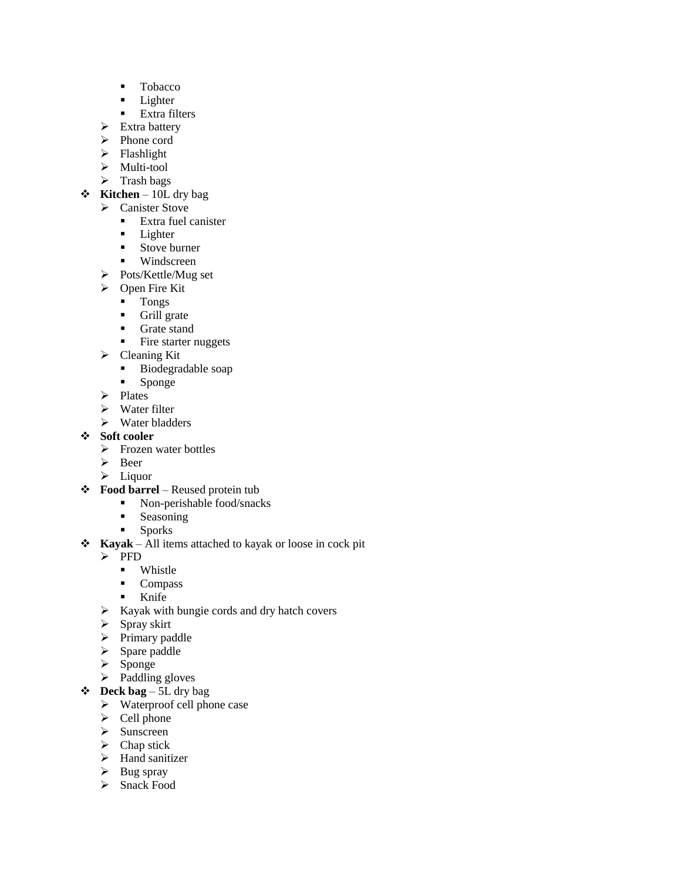- Tobacco
        - Lighter
        - Extra filters
    - Extra battery
    - Phone cord
    - Flashlight
    - Multi-tool
    - Trash bags
- **Kitchen** – 10L dry bag
    - Canister Stove
        - Extra fuel canister
        - Lighter
        - Stove burner
        - Windscreen
    - Pots/Kettle/Mug set
    - Open Fire Kit
        - Tongs
        - Grill grate
        - Grate stand
        - Fire starter nuggets
    - Cleaning Kit
        - Biodegradable soap
        - Sponge
    - Plates
    - Water filter
    - Water bladders
- **Soft cooler**
    - Frozen water bottles
    - Beer
    - Liquor
- **Food barrel** – Reused protein tub
        - Non-perishable food/snacks
        - Seasoning
        - Sporks
- **Kayak** – All items attached to kayak or loose in cock pit
    - PFD
        - Whistle
        - Compass
        - Knife
    - Kayak with bungie cords and dry hatch covers
    - Spray skirt
    - Primary paddle
    - Spare paddle
    - Sponge
    - Paddling gloves
- **Deck bag** – 5L dry bag
    - Waterproof cell phone case
    - Cell phone
    - Sunscreen
    - Chap stick
    - Hand sanitizer
    - Bug spray
    - Snack Food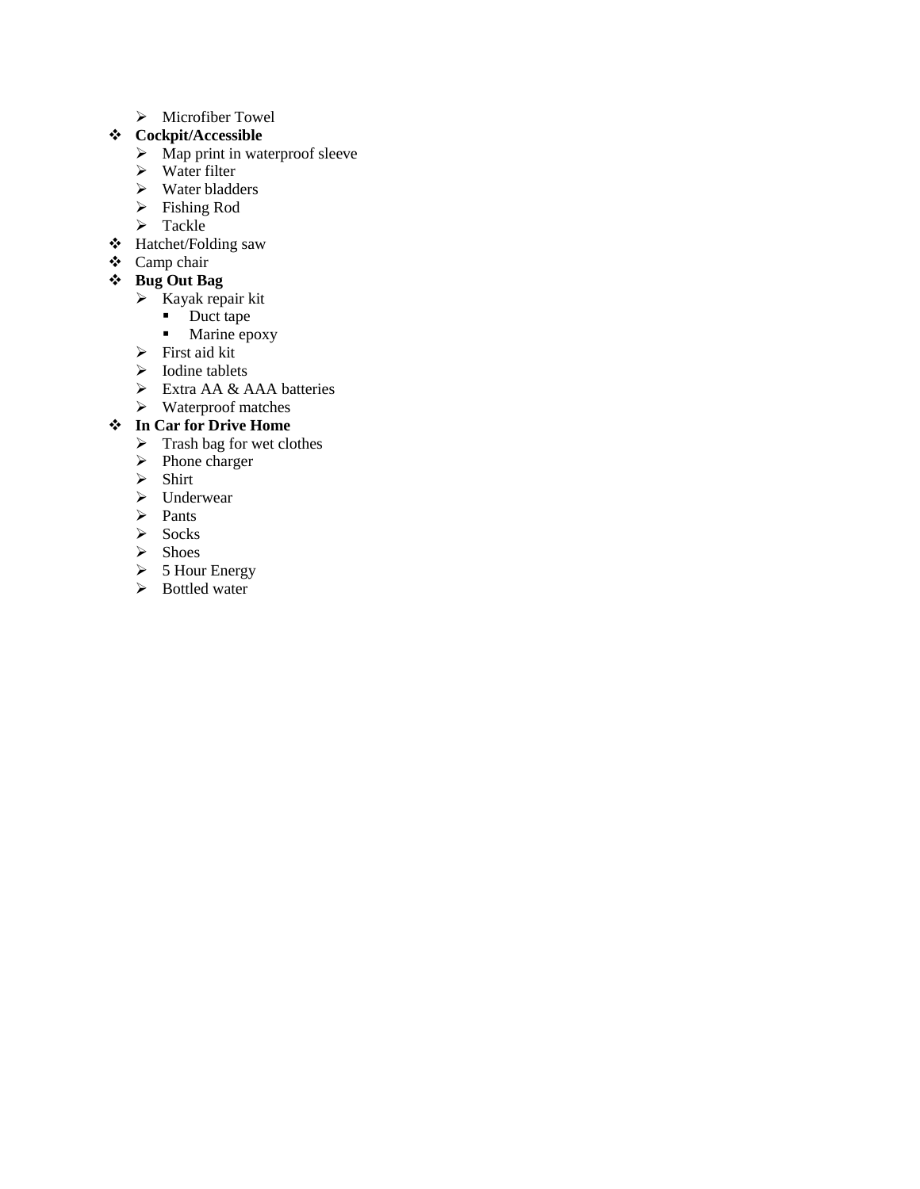- Microfiber Towel
- **Cockpit/Accessible**
  - Map print in waterproof sleeve
  - Water filter
  - Water bladders
  - Fishing Rod
  - Tackle
- Hatchet/Folding saw
- Camp chair
- **Bug Out Bag**
  - Kayak repair kit
    - Duct tape
    - Marine epoxy
  - First aid kit
  - Iodine tablets
  - Extra AA & AAA batteries
  - Waterproof matches
- **In Car for Drive Home**
  - Trash bag for wet clothes
  - Phone charger
  - Shirt
  - Underwear
  - Pants
  - Socks
  - Shoes
  - 5 Hour Energy
  - Bottled water